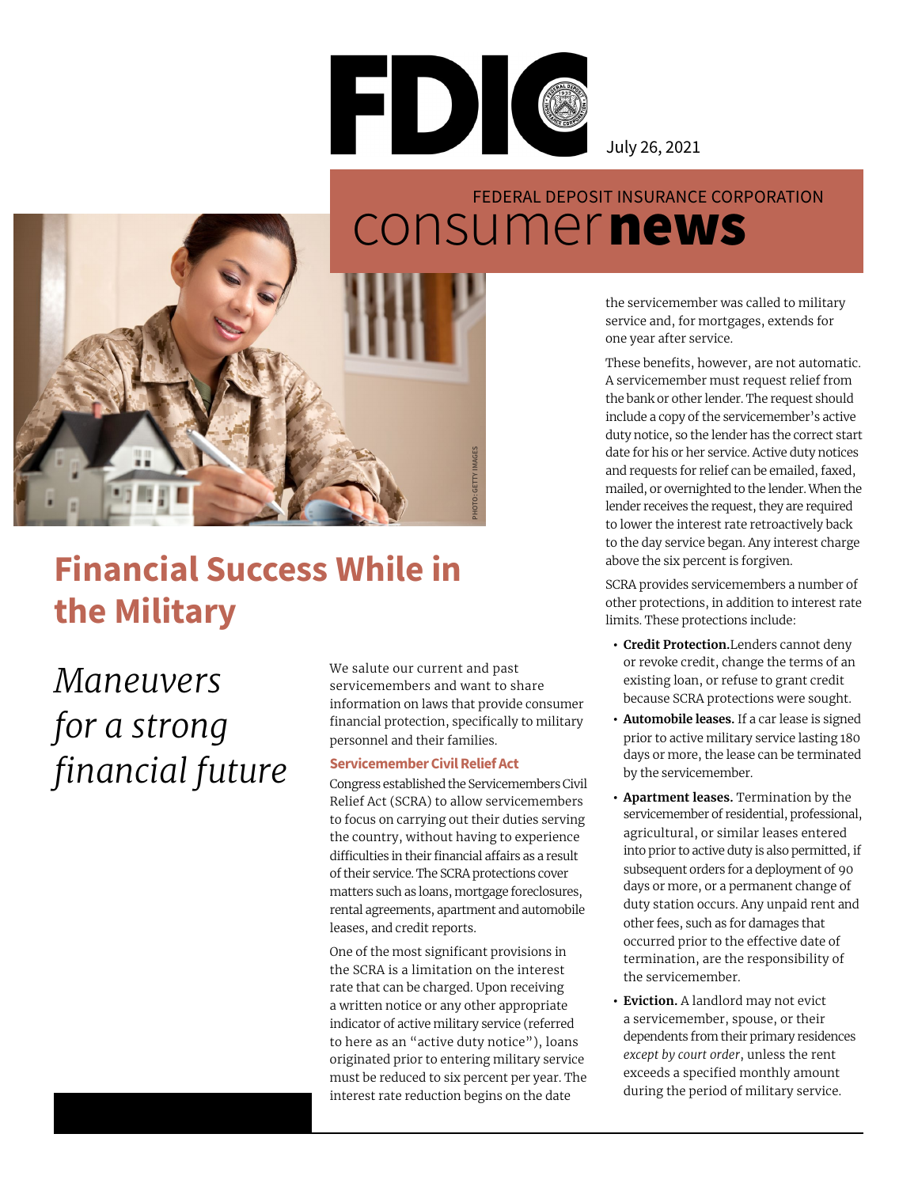FDIC

July 26, 2021

FEDERAL DEPOSIT INSURANCE CORPORATION

consumer **news**

PHOTO: GETTY IMAGES

# Financial Success While in the Military

*Maneuvers for a strong financial future*

We salute our current and past servicemembers and want to share information on laws that provide consumer financial protection, specifically to military personnel and their families.

### Servicemember Civil Relief Act

Congress established the Servicemembers Civil Relief Act (SCRA) to allow servicemembers to focus on carrying out their duties serving the country, without having to experience difficulties in their financial affairs as a result of their service. The SCRA protections cover matters such as loans, mortgage foreclosures, rental agreements, apartment and automobile leases, and credit reports.

One of the most significant provisions in the SCRA is a limitation on the interest rate that can be charged. Upon receiving a written notice or any other appropriate indicator of active military service (referred to here as an "active duty notice"), loans originated prior to entering military service must be reduced to six percent per year. The interest rate reduction begins on the date the servicemember was called to military service and, for mortgages, extends for one year after service.

These benefits, however, are not automatic. A servicemember must request relief from the bank or other lender. The request should include a copy of the servicemember's active duty notice, so the lender has the correct start date for his or her service. Active duty notices and requests for relief can be emailed, faxed, mailed, or overnighted to the lender. When the lender receives the request, they are required to lower the interest rate retroactively back to the day service began. Any interest charge above the six percent is forgiven.

SCRA provides servicemembers a number of other protections, in addition to interest rate limits. These protections include:

- **Credit Protection.**Lenders cannot deny or revoke credit, change the terms of an existing loan, or refuse to grant credit because SCRA protections were sought.
- **Automobile leases.** If a car lease is signed prior to active military service lasting 180 days or more, the lease can be terminated by the servicemember.
- **Apartment leases.** Termination by the servicemember of residential, professional, agricultural, or similar leases entered into prior to active duty is also permitted, if subsequent orders for a deployment of 90 days or more, or a permanent change of duty station occurs. Any unpaid rent and other fees, such as for damages that occurred prior to the effective date of termination, are the responsibility of the servicemember.
- **Eviction.** A landlord may not evict a servicemember, spouse, or their dependents from their primary residences *except by court order*, unless the rent exceeds a specified monthly amount during the period of military service.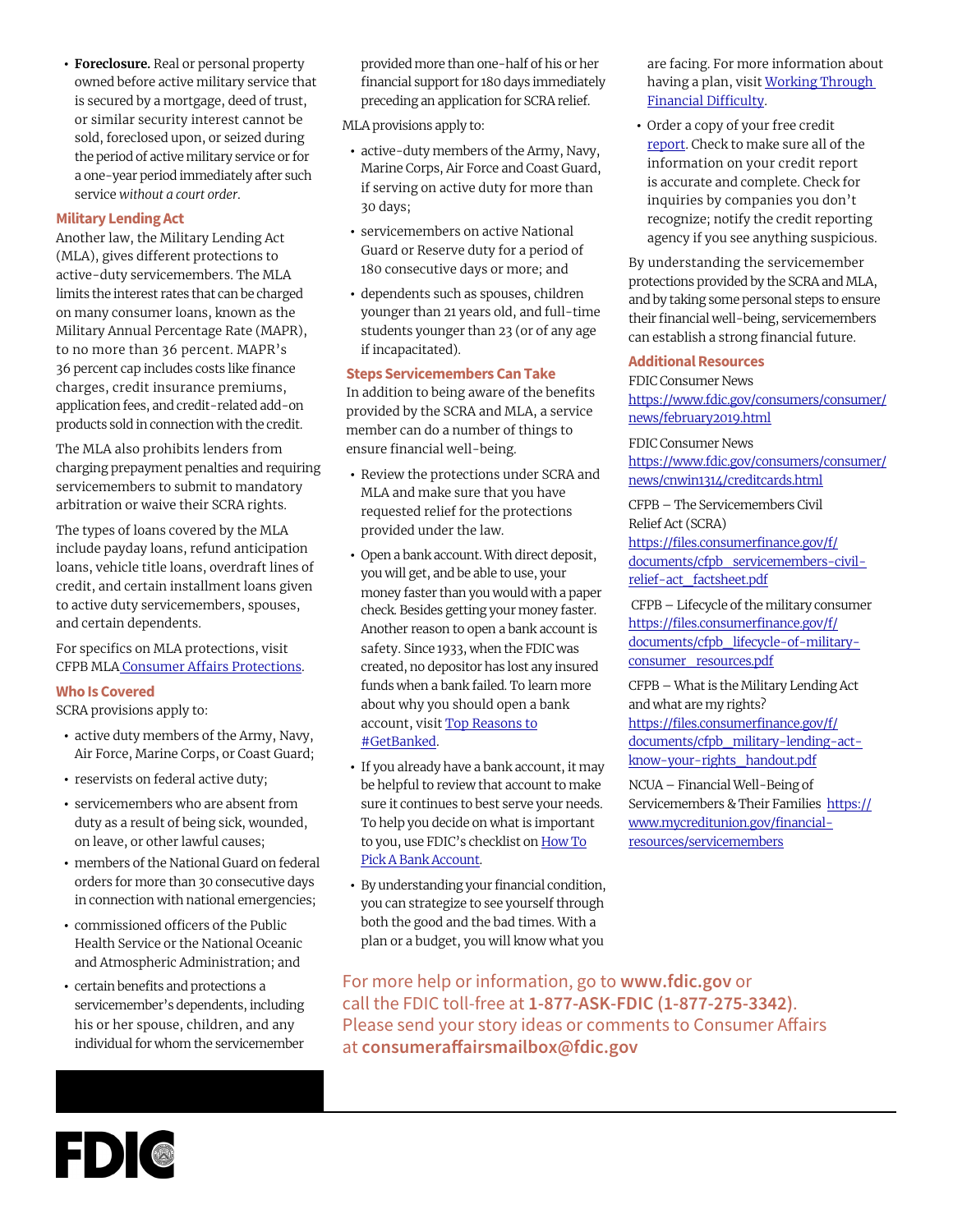- **Foreclosure.** Real or personal property owned before active military service that is secured by a mortgage, deed of trust, or similar security interest cannot be sold, foreclosed upon, or seized during the period of active military service or for a one-year period immediately after such service *without a court order*.

## Military Lending Act

Another law, the Military Lending Act (MLA), gives different protections to active-duty servicemembers. The MLA limits the interest rates that can be charged on many consumer loans, known as the Military Annual Percentage Rate (MAPR), to no more than 36 percent. MAPR's 36 percent cap includes costs like finance charges, credit insurance premiums, application fees, and credit-related add-on products sold in connection with the credit.

The MLA also prohibits lenders from charging prepayment penalties and requiring servicemembers to submit to mandatory arbitration or waive their SCRA rights.

The types of loans covered by the MLA include payday loans, refund anticipation loans, vehicle title loans, overdraft lines of credit, and certain installment loans given to active duty servicemembers, spouses, and certain dependents.

For specifics on MLA protections, visit CFPB MLA Consumer Affairs Protections.

## Who Is Covered

SCRA provisions apply to:

- active duty members of the Army, Navy, Air Force, Marine Corps, or Coast Guard;
- reservists on federal active duty;
- servicemembers who are absent from duty as a result of being sick, wounded, on leave, or other lawful causes;
- members of the National Guard on federal orders for more than 30 consecutive days in connection with national emergencies;
- commissioned officers of the Public Health Service or the National Oceanic and Atmospheric Administration; and
- certain benefits and protections a servicemember's dependents, including his or her spouse, children, and any individual for whom the servicemember provided more than one-half of his or her financial support for 180 days immediately preceding an application for SCRA relief.

MLA provisions apply to:

- active-duty members of the Army, Navy, Marine Corps, Air Force and Coast Guard, if serving on active duty for more than 30 days;
- servicemembers on active National Guard or Reserve duty for a period of 180 consecutive days or more; and
- dependents such as spouses, children younger than 21 years old, and full-time students younger than 23 (or of any age if incapacitated).

## Steps Servicemembers Can Take

In addition to being aware of the benefits provided by the SCRA and MLA, a service member can do a number of things to ensure financial well-being.

- Review the protections under SCRA and MLA and make sure that you have requested relief for the protections provided under the law.
- Open a bank account. With direct deposit, you will get, and be able to use, your money faster than you would with a paper check. Besides getting your money faster. Another reason to open a bank account is safety. Since 1933, when the FDIC was created, no depositor has lost any insured funds when a bank failed. To learn more about why you should open a bank account, visit Top Reasons to #GetBanked.
- If you already have a bank account, it may be helpful to review that account to make sure it continues to best serve your needs. To help you decide on what is important to you, use FDIC's checklist on How To Pick A Bank Account.
- By understanding your financial condition, you can strategize to see yourself through both the good and the bad times. With a plan or a budget, you will know what you are facing. For more information about having a plan, visit Working Through Financial Difficulty.
- Order a copy of your free credit report. Check to make sure all of the information on your credit report is accurate and complete. Check for inquiries by companies you don't recognize; notify the credit reporting agency if you see anything suspicious.

By understanding the servicemember protections provided by the SCRA and MLA, and by taking some personal steps to ensure their financial well-being, servicemembers can establish a strong financial future.

## Additional Resources

FDIC Consumer News
https://www.fdic.gov/consumers/consumer/news/february2019.html

FDIC Consumer News
https://www.fdic.gov/consumers/consumer/news/cnwin1314/creditcards.html

CFPB – The Servicemembers Civil Relief Act (SCRA)
https://files.consumerfinance.gov/f/documents/cfpb_servicemembers-civil-relief-act_factsheet.pdf

CFPB – Lifecycle of the military consumer
https://files.consumerfinance.gov/f/documents/cfpb_lifecycle-of-military-consumer_resources.pdf

CFPB – What is the Military Lending Act and what are my rights?
https://files.consumerfinance.gov/f/documents/cfpb_military-lending-act-know-your-rights_handout.pdf

NCUA – Financial Well-Being of Servicemembers & Their Families https://www.mycreditunion.gov/financial-resources/servicemembers

For more help or information, go to **www.fdic.gov** or call the FDIC toll-free at **1-877-ASK-FDIC (1-877-275-3342)**. Please send your story ideas or comments to Consumer Affairs at **consumeraffairsmailbox@fdic.gov**

FDIC